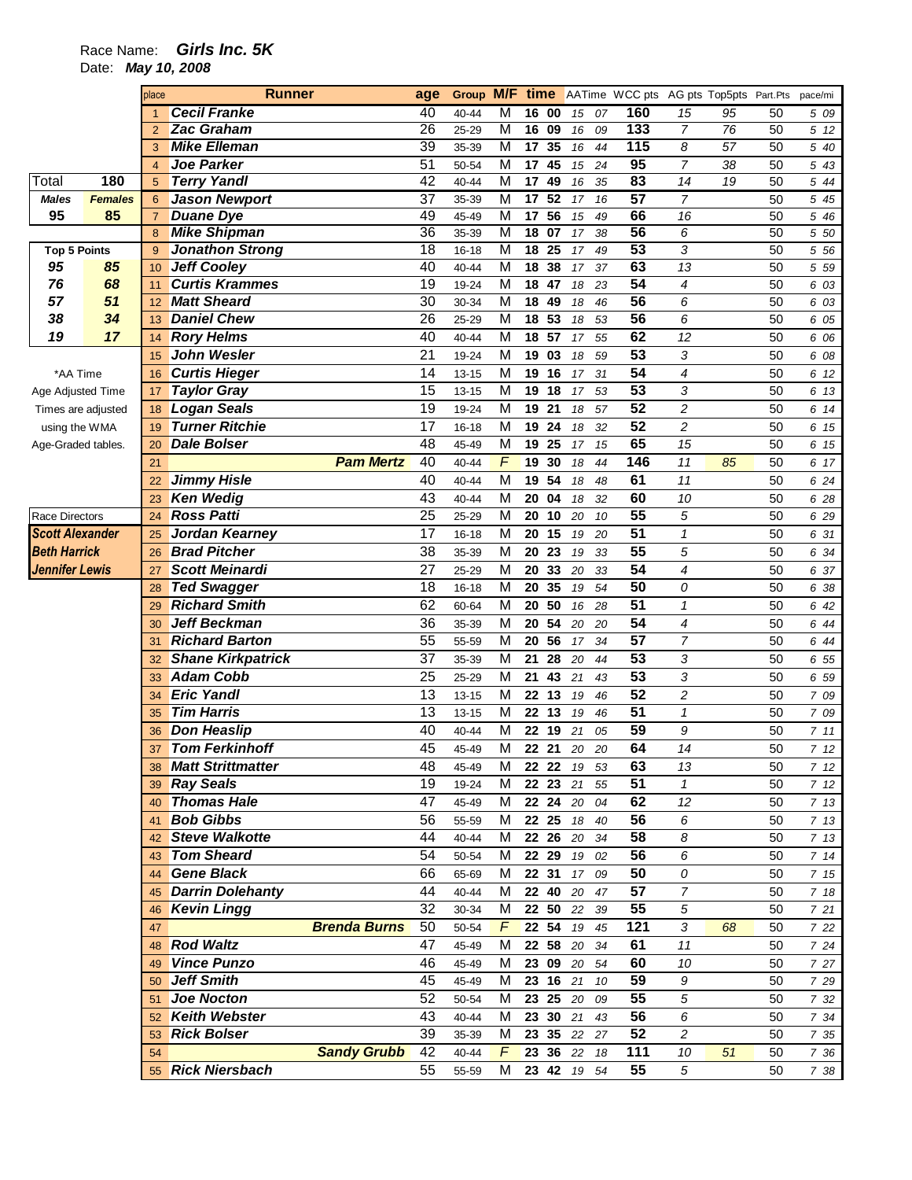Race Name: ***Girls Inc. 5K***

Date: ***May 10, 2008***

| Total | 180 |
|---|---|
| **Males** | **Females** |
| **95** | **85** |

| Top 5 Points | |
|---|---|
| 95 | 85 |
| 76 | 68 |
| 57 | 51 |
| 38 | 34 |
| 19 | 17 |

*AA Time
Age Adjusted Time
Times are adjusted
using the WMA
Age-Graded tables.

Race Directors
***Scott Alexander***
***Beth Harrick***
***Jennifer Lewis***

| place | Runner | age | Group | M/F | time | | AATime | | WCC pts | AG pts | Top5pts | Part.Pts | pace/mi |
|---|---|---|---|---|---|---|---|---|---|---|---|---|---|
| 1 | **Cecil Franke** | 40 | 40-44 | M | 16 | 00 | 15 | 07 | 160 | 15 | 95 | 50 | 5 09 |
| 2 | **Zac Graham** | 26 | 25-29 | M | 16 | 09 | 16 | 09 | 133 | 7 | 76 | 50 | 5 12 |
| 3 | **Mike Elleman** | 39 | 35-39 | M | 17 | 35 | 16 | 44 | 115 | 8 | 57 | 50 | 5 40 |
| 4 | **Joe Parker** | 51 | 50-54 | M | 17 | 45 | 15 | 24 | 95 | 7 | 38 | 50 | 5 43 |
| 5 | **Terry Yandl** | 42 | 40-44 | M | 17 | 49 | 16 | 35 | 83 | 14 | 19 | 50 | 5 44 |
| 6 | **Jason Newport** | 37 | 35-39 | M | 17 | 52 | 17 | 16 | 57 | 7 | | 50 | 5 45 |
| 7 | **Duane Dye** | 49 | 45-49 | M | 17 | 56 | 15 | 49 | 66 | 16 | | 50 | 5 46 |
| 8 | **Mike Shipman** | 36 | 35-39 | M | 18 | 07 | 17 | 38 | 56 | 6 | | 50 | 5 50 |
| 9 | **Jonathon Strong** | 18 | 16-18 | M | 18 | 25 | 17 | 49 | 53 | 3 | | 50 | 5 56 |
| 10 | **Jeff Cooley** | 40 | 40-44 | M | 18 | 38 | 17 | 37 | 63 | 13 | | 50 | 5 59 |
| 11 | **Curtis Krammes** | 19 | 19-24 | M | 18 | 47 | 18 | 23 | 54 | 4 | | 50 | 6 03 |
| 12 | **Matt Sheard** | 30 | 30-34 | M | 18 | 49 | 18 | 46 | 56 | 6 | | 50 | 6 03 |
| 13 | **Daniel Chew** | 26 | 25-29 | M | 18 | 53 | 18 | 53 | 56 | 6 | | 50 | 6 05 |
| 14 | **Rory Helms** | 40 | 40-44 | M | 18 | 57 | 17 | 55 | 62 | 12 | | 50 | 6 06 |
| 15 | **John Wesler** | 21 | 19-24 | M | 19 | 03 | 18 | 59 | 53 | 3 | | 50 | 6 08 |
| 16 | **Curtis Hieger** | 14 | 13-15 | M | 19 | 16 | 17 | 31 | 54 | 4 | | 50 | 6 12 |
| 17 | **Taylor Gray** | 15 | 13-15 | M | 19 | 18 | 17 | 53 | 53 | 3 | | 50 | 6 13 |
| 18 | **Logan Seals** | 19 | 19-24 | M | 19 | 21 | 18 | 57 | 52 | 2 | | 50 | 6 14 |
| 19 | **Turner Ritchie** | 17 | 16-18 | M | 19 | 24 | 18 | 32 | 52 | 2 | | 50 | 6 15 |
| 20 | **Dale Bolser** | 48 | 45-49 | M | 19 | 25 | 17 | 15 | 65 | 15 | | 50 | 6 15 |
| 21 | **Pam Mertz** | 40 | 40-44 | F | 19 | 30 | 18 | 44 | 146 | 11 | 85 | 50 | 6 17 |
| 22 | **Jimmy Hisle** | 40 | 40-44 | M | 19 | 54 | 18 | 48 | 61 | 11 | | 50 | 6 24 |
| 23 | **Ken Wedig** | 43 | 40-44 | M | 20 | 04 | 18 | 32 | 60 | 10 | | 50 | 6 28 |
| 24 | **Ross Patti** | 25 | 25-29 | M | 20 | 10 | 20 | 10 | 55 | 5 | | 50 | 6 29 |
| 25 | **Jordan Kearney** | 17 | 16-18 | M | 20 | 15 | 19 | 20 | 51 | 1 | | 50 | 6 31 |
| 26 | **Brad Pitcher** | 38 | 35-39 | M | 20 | 23 | 19 | 33 | 55 | 5 | | 50 | 6 34 |
| 27 | **Scott Meinardi** | 27 | 25-29 | M | 20 | 33 | 20 | 33 | 54 | 4 | | 50 | 6 37 |
| 28 | **Ted Swagger** | 18 | 16-18 | M | 20 | 35 | 19 | 54 | 50 | 0 | | 50 | 6 38 |
| 29 | **Richard Smith** | 62 | 60-64 | M | 20 | 50 | 16 | 28 | 51 | 1 | | 50 | 6 42 |
| 30 | **Jeff Beckman** | 36 | 35-39 | M | 20 | 54 | 20 | 20 | 54 | 4 | | 50 | 6 44 |
| 31 | **Richard Barton** | 55 | 55-59 | M | 20 | 56 | 17 | 34 | 57 | 7 | | 50 | 6 44 |
| 32 | **Shane Kirkpatrick** | 37 | 35-39 | M | 21 | 28 | 20 | 44 | 53 | 3 | | 50 | 6 55 |
| 33 | **Adam Cobb** | 25 | 25-29 | M | 21 | 43 | 21 | 43 | 53 | 3 | | 50 | 6 59 |
| 34 | **Eric Yandl** | 13 | 13-15 | M | 22 | 13 | 19 | 46 | 52 | 2 | | 50 | 7 09 |
| 35 | **Tim Harris** | 13 | 13-15 | M | 22 | 13 | 19 | 46 | 51 | 1 | | 50 | 7 09 |
| 36 | **Don Heaslip** | 40 | 40-44 | M | 22 | 19 | 21 | 05 | 59 | 9 | | 50 | 7 11 |
| 37 | **Tom Ferkinhoff** | 45 | 45-49 | M | 22 | 21 | 20 | 20 | 64 | 14 | | 50 | 7 12 |
| 38 | **Matt Strittmatter** | 48 | 45-49 | M | 22 | 22 | 19 | 53 | 63 | 13 | | 50 | 7 12 |
| 39 | **Ray Seals** | 19 | 19-24 | M | 22 | 23 | 21 | 55 | 51 | 1 | | 50 | 7 12 |
| 40 | **Thomas Hale** | 47 | 45-49 | M | 22 | 24 | 20 | 04 | 62 | 12 | | 50 | 7 13 |
| 41 | **Bob Gibbs** | 56 | 55-59 | M | 22 | 25 | 18 | 40 | 56 | 6 | | 50 | 7 13 |
| 42 | **Steve Walkotte** | 44 | 40-44 | M | 22 | 26 | 20 | 34 | 58 | 8 | | 50 | 7 13 |
| 43 | **Tom Sheard** | 54 | 50-54 | M | 22 | 29 | 19 | 02 | 56 | 6 | | 50 | 7 14 |
| 44 | **Gene Black** | 66 | 65-69 | M | 22 | 31 | 17 | 09 | 50 | 0 | | 50 | 7 15 |
| 45 | **Darrin Dolehanty** | 44 | 40-44 | M | 22 | 40 | 20 | 47 | 57 | 7 | | 50 | 7 18 |
| 46 | **Kevin Lingg** | 32 | 30-34 | M | 22 | 50 | 22 | 39 | 55 | 5 | | 50 | 7 21 |
| 47 | **Brenda Burns** | 50 | 50-54 | F | 22 | 54 | 19 | 45 | 121 | 3 | 68 | 50 | 7 22 |
| 48 | **Rod Waltz** | 47 | 45-49 | M | 22 | 58 | 20 | 34 | 61 | 11 | | 50 | 7 24 |
| 49 | **Vince Punzo** | 46 | 45-49 | M | 23 | 09 | 20 | 54 | 60 | 10 | | 50 | 7 27 |
| 50 | **Jeff Smith** | 45 | 45-49 | M | 23 | 16 | 21 | 10 | 59 | 9 | | 50 | 7 29 |
| 51 | **Joe Nocton** | 52 | 50-54 | M | 23 | 25 | 20 | 09 | 55 | 5 | | 50 | 7 32 |
| 52 | **Keith Webster** | 43 | 40-44 | M | 23 | 30 | 21 | 43 | 56 | 6 | | 50 | 7 34 |
| 53 | **Rick Bolser** | 39 | 35-39 | M | 23 | 35 | 22 | 27 | 52 | 2 | | 50 | 7 35 |
| 54 | **Sandy Grubb** | 42 | 40-44 | F | 23 | 36 | 22 | 18 | 111 | 10 | 51 | 50 | 7 36 |
| 55 | **Rick Niersbach** | 55 | 55-59 | M | 23 | 42 | 19 | 54 | 55 | 5 | | 50 | 7 38 |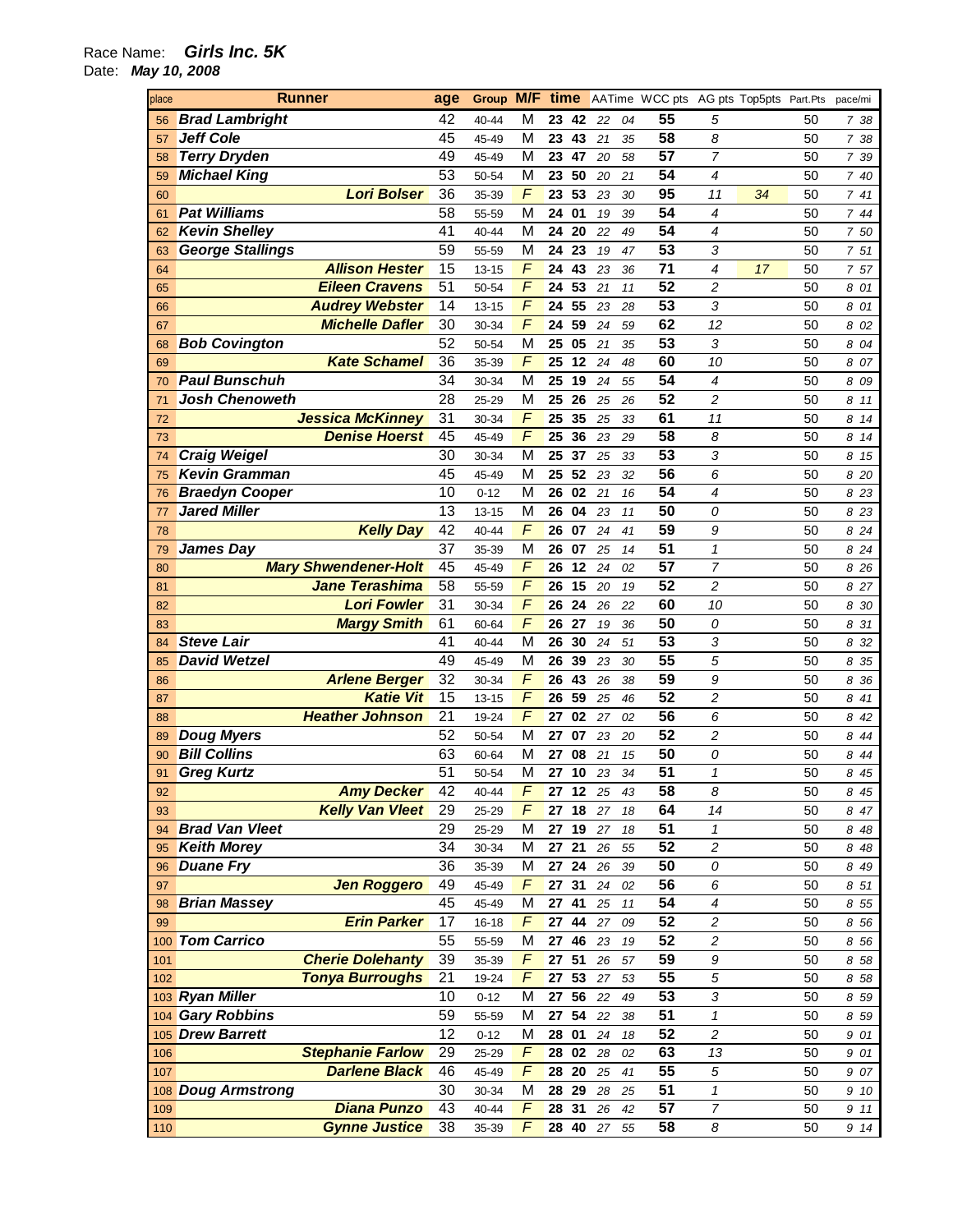Race Name: ***Girls Inc. 5K***

Date: ***May 10, 2008***

| place | Runner | age | Group | M/F | time | | AATime | | WCC pts | AG pts | Top5pts | Part.Pts | pace/mi |
|---|---|---|---|---|---|---|---|---|---|---|---|---|---|
| 56 | **Brad Lambright** | 42 | 40-44 | M | 23 | 42 | 22 | 04 | 55 | 5 | | 50 | 7 38 |
| 57 | **Jeff Cole** | 45 | 45-49 | M | 23 | 43 | 21 | 35 | 58 | 8 | | 50 | 7 38 |
| 58 | **Terry Dryden** | 49 | 45-49 | M | 23 | 47 | 20 | 58 | 57 | 7 | | 50 | 7 39 |
| 59 | **Michael King** | 53 | 50-54 | M | 23 | 50 | 20 | 21 | 54 | 4 | | 50 | 7 40 |
| 60 | **Lori Bolser** | 36 | 35-39 | F | 23 | 53 | 23 | 30 | 95 | 11 | 34 | 50 | 7 41 |
| 61 | **Pat Williams** | 58 | 55-59 | M | 24 | 01 | 19 | 39 | 54 | 4 | | 50 | 7 44 |
| 62 | **Kevin Shelley** | 41 | 40-44 | M | 24 | 20 | 22 | 49 | 54 | 4 | | 50 | 7 50 |
| 63 | **George Stallings** | 59 | 55-59 | M | 24 | 23 | 19 | 47 | 53 | 3 | | 50 | 7 51 |
| 64 | **Allison Hester** | 15 | 13-15 | F | 24 | 43 | 23 | 36 | 71 | 4 | 17 | 50 | 7 57 |
| 65 | **Eileen Cravens** | 51 | 50-54 | F | 24 | 53 | 21 | 11 | 52 | 2 | | 50 | 8 01 |
| 66 | **Audrey Webster** | 14 | 13-15 | F | 24 | 55 | 23 | 28 | 53 | 3 | | 50 | 8 01 |
| 67 | **Michelle Dafler** | 30 | 30-34 | F | 24 | 59 | 24 | 59 | 62 | 12 | | 50 | 8 02 |
| 68 | **Bob Covington** | 52 | 50-54 | M | 25 | 05 | 21 | 35 | 53 | 3 | | 50 | 8 04 |
| 69 | **Kate Schamel** | 36 | 35-39 | F | 25 | 12 | 24 | 48 | 60 | 10 | | 50 | 8 07 |
| 70 | **Paul Bunschuh** | 34 | 30-34 | M | 25 | 19 | 24 | 55 | 54 | 4 | | 50 | 8 09 |
| 71 | **Josh Chenoweth** | 28 | 25-29 | M | 25 | 26 | 25 | 26 | 52 | 2 | | 50 | 8 11 |
| 72 | **Jessica McKinney** | 31 | 30-34 | F | 25 | 35 | 25 | 33 | 61 | 11 | | 50 | 8 14 |
| 73 | **Denise Hoerst** | 45 | 45-49 | F | 25 | 36 | 23 | 29 | 58 | 8 | | 50 | 8 14 |
| 74 | **Craig Weigel** | 30 | 30-34 | M | 25 | 37 | 25 | 33 | 53 | 3 | | 50 | 8 15 |
| 75 | **Kevin Gramman** | 45 | 45-49 | M | 25 | 52 | 23 | 32 | 56 | 6 | | 50 | 8 20 |
| 76 | **Braedyn Cooper** | 10 | 0-12 | M | 26 | 02 | 21 | 16 | 54 | 4 | | 50 | 8 23 |
| 77 | **Jared Miller** | 13 | 13-15 | M | 26 | 04 | 23 | 11 | 50 | 0 | | 50 | 8 23 |
| 78 | **Kelly Day** | 42 | 40-44 | F | 26 | 07 | 24 | 41 | 59 | 9 | | 50 | 8 24 |
| 79 | **James Day** | 37 | 35-39 | M | 26 | 07 | 25 | 14 | 51 | 1 | | 50 | 8 24 |
| 80 | **Mary Shwendener-Holt** | 45 | 45-49 | F | 26 | 12 | 24 | 02 | 57 | 7 | | 50 | 8 26 |
| 81 | **Jane Terashima** | 58 | 55-59 | F | 26 | 15 | 20 | 19 | 52 | 2 | | 50 | 8 27 |
| 82 | **Lori Fowler** | 31 | 30-34 | F | 26 | 24 | 26 | 22 | 60 | 10 | | 50 | 8 30 |
| 83 | **Margy Smith** | 61 | 60-64 | F | 26 | 27 | 19 | 36 | 50 | 0 | | 50 | 8 31 |
| 84 | **Steve Lair** | 41 | 40-44 | M | 26 | 30 | 24 | 51 | 53 | 3 | | 50 | 8 32 |
| 85 | **David Wetzel** | 49 | 45-49 | M | 26 | 39 | 23 | 30 | 55 | 5 | | 50 | 8 35 |
| 86 | **Arlene Berger** | 32 | 30-34 | F | 26 | 43 | 26 | 38 | 59 | 9 | | 50 | 8 36 |
| 87 | **Katie Vit** | 15 | 13-15 | F | 26 | 59 | 25 | 46 | 52 | 2 | | 50 | 8 41 |
| 88 | **Heather Johnson** | 21 | 19-24 | F | 27 | 02 | 27 | 02 | 56 | 6 | | 50 | 8 42 |
| 89 | **Doug Myers** | 52 | 50-54 | M | 27 | 07 | 23 | 20 | 52 | 2 | | 50 | 8 44 |
| 90 | **Bill Collins** | 63 | 60-64 | M | 27 | 08 | 21 | 15 | 50 | 0 | | 50 | 8 44 |
| 91 | **Greg Kurtz** | 51 | 50-54 | M | 27 | 10 | 23 | 34 | 51 | 1 | | 50 | 8 45 |
| 92 | **Amy Decker** | 42 | 40-44 | F | 27 | 12 | 25 | 43 | 58 | 8 | | 50 | 8 45 |
| 93 | **Kelly Van Vleet** | 29 | 25-29 | F | 27 | 18 | 27 | 18 | 64 | 14 | | 50 | 8 47 |
| 94 | **Brad Van Vleet** | 29 | 25-29 | M | 27 | 19 | 27 | 18 | 51 | 1 | | 50 | 8 48 |
| 95 | **Keith Morey** | 34 | 30-34 | M | 27 | 21 | 26 | 55 | 52 | 2 | | 50 | 8 48 |
| 96 | **Duane Fry** | 36 | 35-39 | M | 27 | 24 | 26 | 39 | 50 | 0 | | 50 | 8 49 |
| 97 | **Jen Roggero** | 49 | 45-49 | F | 27 | 31 | 24 | 02 | 56 | 6 | | 50 | 8 51 |
| 98 | **Brian Massey** | 45 | 45-49 | M | 27 | 41 | 25 | 11 | 54 | 4 | | 50 | 8 55 |
| 99 | **Erin Parker** | 17 | 16-18 | F | 27 | 44 | 27 | 09 | 52 | 2 | | 50 | 8 56 |
| 100 | **Tom Carrico** | 55 | 55-59 | M | 27 | 46 | 23 | 19 | 52 | 2 | | 50 | 8 56 |
| 101 | **Cherie Dolehanty** | 39 | 35-39 | F | 27 | 51 | 26 | 57 | 59 | 9 | | 50 | 8 58 |
| 102 | **Tonya Burroughs** | 21 | 19-24 | F | 27 | 53 | 27 | 53 | 55 | 5 | | 50 | 8 58 |
| 103 | **Ryan Miller** | 10 | 0-12 | M | 27 | 56 | 22 | 49 | 53 | 3 | | 50 | 8 59 |
| 104 | **Gary Robbins** | 59 | 55-59 | M | 27 | 54 | 22 | 38 | 51 | 1 | | 50 | 8 59 |
| 105 | **Drew Barrett** | 12 | 0-12 | M | 28 | 01 | 24 | 18 | 52 | 2 | | 50 | 9 01 |
| 106 | **Stephanie Farlow** | 29 | 25-29 | F | 28 | 02 | 28 | 02 | 63 | 13 | | 50 | 9 01 |
| 107 | **Darlene Black** | 46 | 45-49 | F | 28 | 20 | 25 | 41 | 55 | 5 | | 50 | 9 07 |
| 108 | **Doug Armstrong** | 30 | 30-34 | M | 28 | 29 | 28 | 25 | 51 | 1 | | 50 | 9 10 |
| 109 | **Diana Punzo** | 43 | 40-44 | F | 28 | 31 | 26 | 42 | 57 | 7 | | 50 | 9 11 |
| 110 | **Gynne Justice** | 38 | 35-39 | F | 28 | 40 | 27 | 55 | 58 | 8 | | 50 | 9 14 |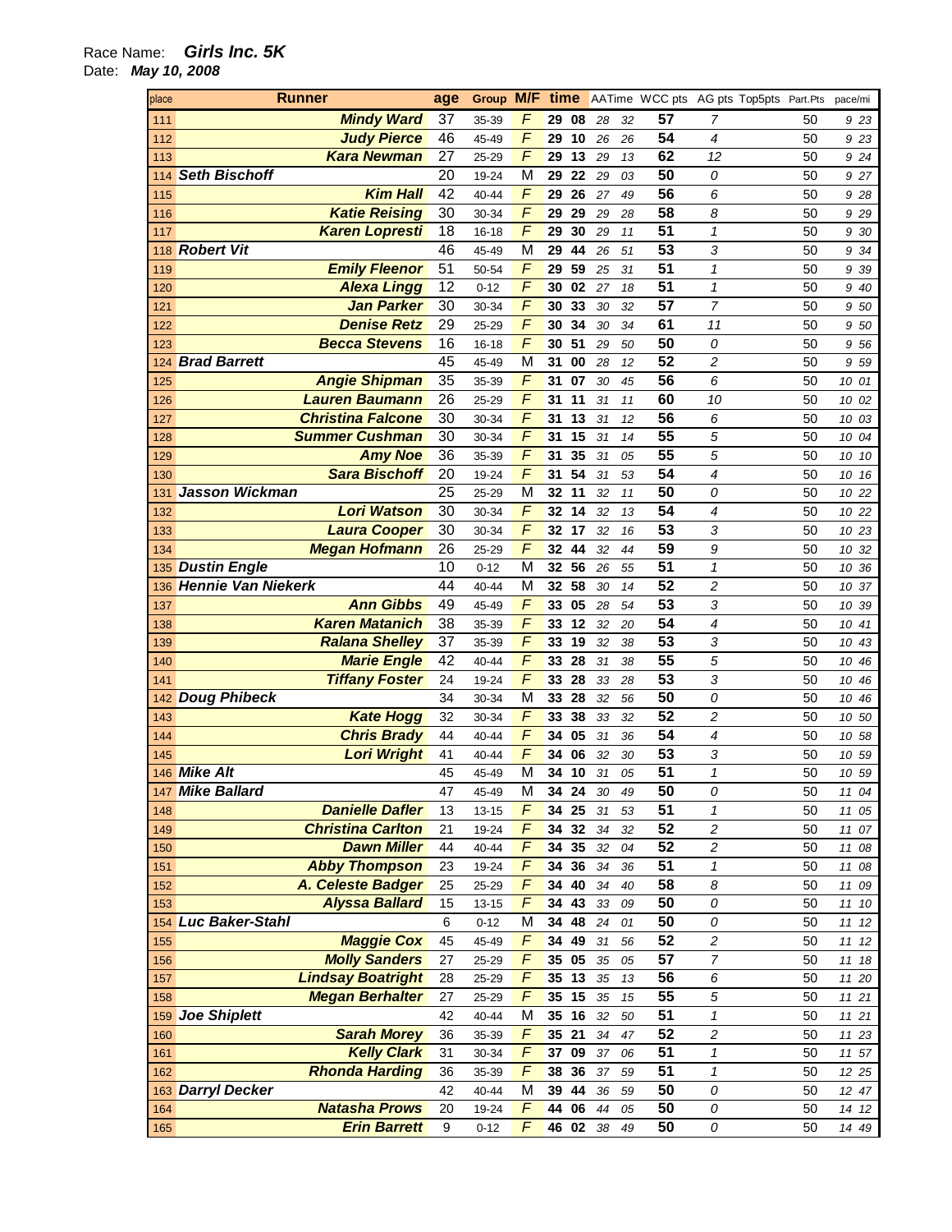Race Name: ***Girls Inc. 5K***
Date: ***May 10, 2008***

| place | Runner | age | Group | M/F | time | | AATime | | WCC pts | AG pts | Top5pts | Part.Pts | pace/mi |
|---|---|---|---|---|---|---|---|---|---|---|---|---|---|
| 111 | **Mindy Ward** | 37 | 35-39 | F | 29 | 08 | 28 | 32 | 57 | 7 | | 50 | 9 23 |
| 112 | **Judy Pierce** | 46 | 45-49 | F | 29 | 10 | 26 | 26 | 54 | 4 | | 50 | 9 23 |
| 113 | **Kara Newman** | 27 | 25-29 | F | 29 | 13 | 29 | 13 | 62 | 12 | | 50 | 9 24 |
| 114 | **Seth Bischoff** | 20 | 19-24 | M | 29 | 22 | 29 | 03 | 50 | 0 | | 50 | 9 27 |
| 115 | **Kim Hall** | 42 | 40-44 | F | 29 | 26 | 27 | 49 | 56 | 6 | | 50 | 9 28 |
| 116 | **Katie Reising** | 30 | 30-34 | F | 29 | 29 | 29 | 28 | 58 | 8 | | 50 | 9 29 |
| 117 | **Karen Lopresti** | 18 | 16-18 | F | 29 | 30 | 29 | 11 | 51 | 1 | | 50 | 9 30 |
| 118 | **Robert Vit** | 46 | 45-49 | M | 29 | 44 | 26 | 51 | 53 | 3 | | 50 | 9 34 |
| 119 | **Emily Fleenor** | 51 | 50-54 | F | 29 | 59 | 25 | 31 | 51 | 1 | | 50 | 9 39 |
| 120 | **Alexa Lingg** | 12 | 0-12 | F | 30 | 02 | 27 | 18 | 51 | 1 | | 50 | 9 40 |
| 121 | **Jan Parker** | 30 | 30-34 | F | 30 | 33 | 30 | 32 | 57 | 7 | | 50 | 9 50 |
| 122 | **Denise Retz** | 29 | 25-29 | F | 30 | 34 | 30 | 34 | 61 | 11 | | 50 | 9 50 |
| 123 | **Becca Stevens** | 16 | 16-18 | F | 30 | 51 | 29 | 50 | 50 | 0 | | 50 | 9 56 |
| 124 | **Brad Barrett** | 45 | 45-49 | M | 31 | 00 | 28 | 12 | 52 | 2 | | 50 | 9 59 |
| 125 | **Angie Shipman** | 35 | 35-39 | F | 31 | 07 | 30 | 45 | 56 | 6 | | 50 | 10 01 |
| 126 | **Lauren Baumann** | 26 | 25-29 | F | 31 | 11 | 31 | 11 | 60 | 10 | | 50 | 10 02 |
| 127 | **Christina Falcone** | 30 | 30-34 | F | 31 | 13 | 31 | 12 | 56 | 6 | | 50 | 10 03 |
| 128 | **Summer Cushman** | 30 | 30-34 | F | 31 | 15 | 31 | 14 | 55 | 5 | | 50 | 10 04 |
| 129 | **Amy Noe** | 36 | 35-39 | F | 31 | 35 | 31 | 05 | 55 | 5 | | 50 | 10 10 |
| 130 | **Sara Bischoff** | 20 | 19-24 | F | 31 | 54 | 31 | 53 | 54 | 4 | | 50 | 10 16 |
| 131 | **Jasson Wickman** | 25 | 25-29 | M | 32 | 11 | 32 | 11 | 50 | 0 | | 50 | 10 22 |
| 132 | **Lori Watson** | 30 | 30-34 | F | 32 | 14 | 32 | 13 | 54 | 4 | | 50 | 10 22 |
| 133 | **Laura Cooper** | 30 | 30-34 | F | 32 | 17 | 32 | 16 | 53 | 3 | | 50 | 10 23 |
| 134 | **Megan Hofmann** | 26 | 25-29 | F | 32 | 44 | 32 | 44 | 59 | 9 | | 50 | 10 32 |
| 135 | **Dustin Engle** | 10 | 0-12 | M | 32 | 56 | 26 | 55 | 51 | 1 | | 50 | 10 36 |
| 136 | **Hennie Van Niekerk** | 44 | 40-44 | M | 32 | 58 | 30 | 14 | 52 | 2 | | 50 | 10 37 |
| 137 | **Ann Gibbs** | 49 | 45-49 | F | 33 | 05 | 28 | 54 | 53 | 3 | | 50 | 10 39 |
| 138 | **Karen Matanich** | 38 | 35-39 | F | 33 | 12 | 32 | 20 | 54 | 4 | | 50 | 10 41 |
| 139 | **Ralana Shelley** | 37 | 35-39 | F | 33 | 19 | 32 | 38 | 53 | 3 | | 50 | 10 43 |
| 140 | **Marie Engle** | 42 | 40-44 | F | 33 | 28 | 31 | 38 | 55 | 5 | | 50 | 10 46 |
| 141 | **Tiffany Foster** | 24 | 19-24 | F | 33 | 28 | 33 | 28 | 53 | 3 | | 50 | 10 46 |
| 142 | **Doug Phibeck** | 34 | 30-34 | M | 33 | 28 | 32 | 56 | 50 | 0 | | 50 | 10 46 |
| 143 | **Kate Hogg** | 32 | 30-34 | F | 33 | 38 | 33 | 32 | 52 | 2 | | 50 | 10 50 |
| 144 | **Chris Brady** | 44 | 40-44 | F | 34 | 05 | 31 | 36 | 54 | 4 | | 50 | 10 58 |
| 145 | **Lori Wright** | 41 | 40-44 | F | 34 | 06 | 32 | 30 | 53 | 3 | | 50 | 10 59 |
| 146 | **Mike Alt** | 45 | 45-49 | M | 34 | 10 | 31 | 05 | 51 | 1 | | 50 | 10 59 |
| 147 | **Mike Ballard** | 47 | 45-49 | M | 34 | 24 | 30 | 49 | 50 | 0 | | 50 | 11 04 |
| 148 | **Danielle Dafler** | 13 | 13-15 | F | 34 | 25 | 31 | 53 | 51 | 1 | | 50 | 11 05 |
| 149 | **Christina Carlton** | 21 | 19-24 | F | 34 | 32 | 34 | 32 | 52 | 2 | | 50 | 11 07 |
| 150 | **Dawn Miller** | 44 | 40-44 | F | 34 | 35 | 32 | 04 | 52 | 2 | | 50 | 11 08 |
| 151 | **Abby Thompson** | 23 | 19-24 | F | 34 | 36 | 34 | 36 | 51 | 1 | | 50 | 11 08 |
| 152 | **A. Celeste Badger** | 25 | 25-29 | F | 34 | 40 | 34 | 40 | 58 | 8 | | 50 | 11 09 |
| 153 | **Alyssa Ballard** | 15 | 13-15 | F | 34 | 43 | 33 | 09 | 50 | 0 | | 50 | 11 10 |
| 154 | **Luc Baker-Stahl** | 6 | 0-12 | M | 34 | 48 | 24 | 01 | 50 | 0 | | 50 | 11 12 |
| 155 | **Maggie Cox** | 45 | 45-49 | F | 34 | 49 | 31 | 56 | 52 | 2 | | 50 | 11 12 |
| 156 | **Molly Sanders** | 27 | 25-29 | F | 35 | 05 | 35 | 05 | 57 | 7 | | 50 | 11 18 |
| 157 | **Lindsay Boatright** | 28 | 25-29 | F | 35 | 13 | 35 | 13 | 56 | 6 | | 50 | 11 20 |
| 158 | **Megan Berhalter** | 27 | 25-29 | F | 35 | 15 | 35 | 15 | 55 | 5 | | 50 | 11 21 |
| 159 | **Joe Shiplett** | 42 | 40-44 | M | 35 | 16 | 32 | 50 | 51 | 1 | | 50 | 11 21 |
| 160 | **Sarah Morey** | 36 | 35-39 | F | 35 | 21 | 34 | 47 | 52 | 2 | | 50 | 11 23 |
| 161 | **Kelly Clark** | 31 | 30-34 | F | 37 | 09 | 37 | 06 | 51 | 1 | | 50 | 11 57 |
| 162 | **Rhonda Harding** | 36 | 35-39 | F | 38 | 36 | 37 | 59 | 51 | 1 | | 50 | 12 25 |
| 163 | **Darryl Decker** | 42 | 40-44 | M | 39 | 44 | 36 | 59 | 50 | 0 | | 50 | 12 47 |
| 164 | **Natasha Prows** | 20 | 19-24 | F | 44 | 06 | 44 | 05 | 50 | 0 | | 50 | 14 12 |
| 165 | **Erin Barrett** | 9 | 0-12 | F | 46 | 02 | 38 | 49 | 50 | 0 | | 50 | 14 49 |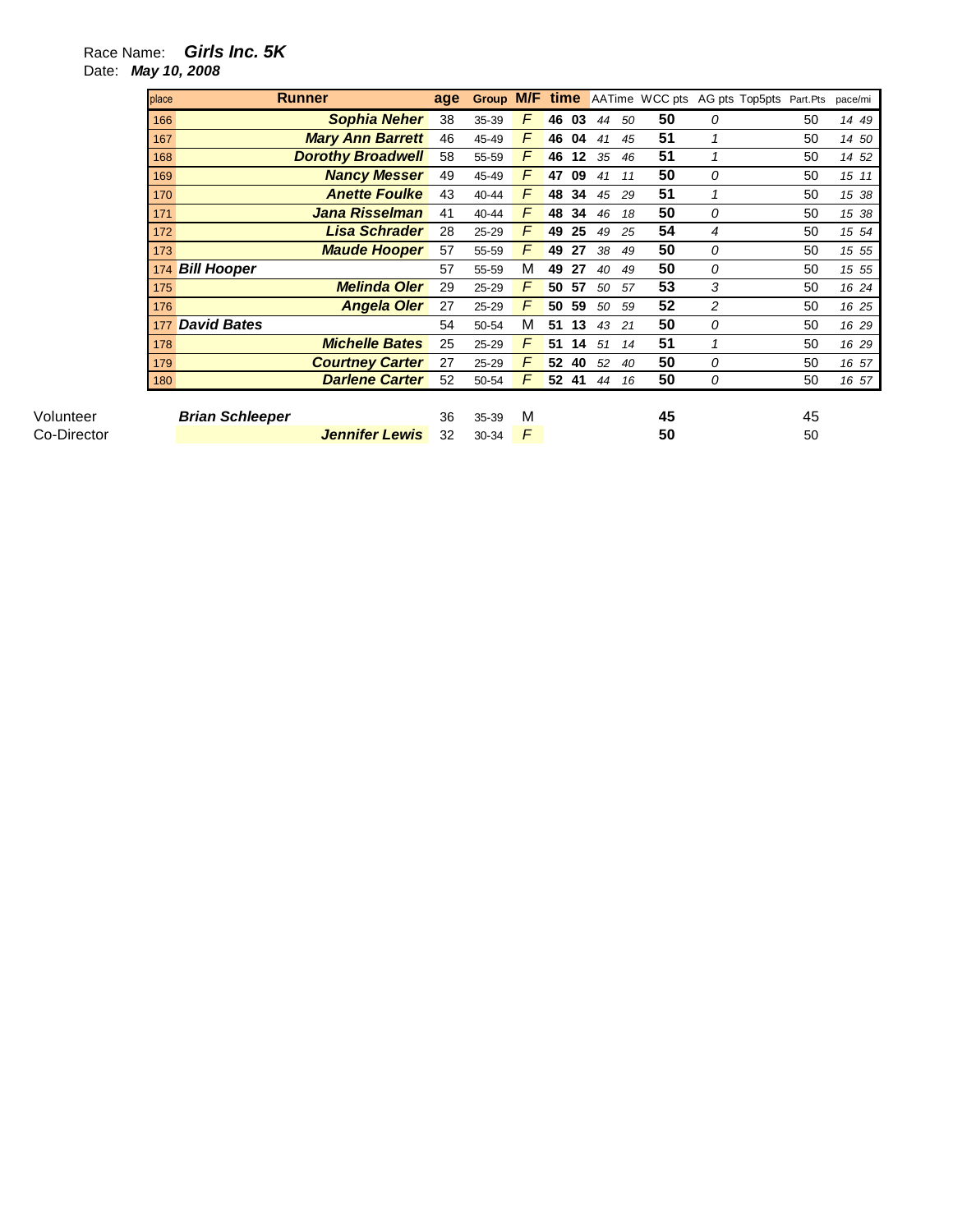Race Name: ***Girls Inc. 5K***
Date: ***May 10, 2008***

| place | Runner | age | Group | M/F | time | | AATime | | WCC pts | AG pts | Top5pts | Part.Pts | pace/mi | |
|---|---|---|---|---|---|---|---|---|---|---|---|---|---|---|
| 166 | ***Sophia Neher*** | 38 | 35-39 | *F* | **46** | **03** | *44* | *50* | **50** | *0* | | 50 | *14* | *49* |
| 167 | ***Mary Ann Barrett*** | 46 | 45-49 | *F* | **46** | **04** | *41* | *45* | **51** | *1* | | 50 | *14* | *50* |
| 168 | ***Dorothy Broadwell*** | 58 | 55-59 | *F* | **46** | **12** | *35* | *46* | **51** | *1* | | 50 | *14* | *52* |
| 169 | ***Nancy Messer*** | 49 | 45-49 | *F* | **47** | **09** | *41* | *11* | **50** | *0* | | 50 | *15* | *11* |
| 170 | ***Anette Foulke*** | 43 | 40-44 | *F* | **48** | **34** | *45* | *29* | **51** | *1* | | 50 | *15* | *38* |
| 171 | ***Jana Risselman*** | 41 | 40-44 | *F* | **48** | **34** | *46* | *18* | **50** | *0* | | 50 | *15* | *38* |
| 172 | ***Lisa Schrader*** | 28 | 25-29 | *F* | **49** | **25** | *49* | *25* | **54** | *4* | | 50 | *15* | *54* |
| 173 | ***Maude Hooper*** | 57 | 55-59 | *F* | **49** | **27** | *38* | *49* | **50** | *0* | | 50 | *15* | *55* |
| 174 | ***Bill Hooper*** | 57 | 55-59 | M | **49** | **27** | *40* | *49* | **50** | *0* | | 50 | *15* | *55* |
| 175 | ***Melinda Oler*** | 29 | 25-29 | *F* | **50** | **57** | *50* | *57* | **53** | *3* | | 50 | *16* | *24* |
| 176 | ***Angela Oler*** | 27 | 25-29 | *F* | **50** | **59** | *50* | *59* | **52** | *2* | | 50 | *16* | *25* |
| 177 | ***David Bates*** | 54 | 50-54 | M | **51** | **13** | *43* | *21* | **50** | *0* | | 50 | *16* | *29* |
| 178 | ***Michelle Bates*** | 25 | 25-29 | *F* | **51** | **14** | *51* | *14* | **51** | *1* | | 50 | *16* | *29* |
| 179 | ***Courtney Carter*** | 27 | 25-29 | *F* | **52** | **40** | *52* | *40* | **50** | *0* | | 50 | *16* | *57* |
| 180 | ***Darlene Carter*** | 52 | 50-54 | *F* | **52** | **41** | *44* | *16* | **50** | *0* | | 50 | *16* | *57* |

| | | | | | | | | |
|---|---|---|---|---|---|---|---|---|
| Volunteer | ***Brian Schleeper*** | 36 | 35-39 | M | | **45** | | 45 |
| Co-Director | ***Jennifer Lewis*** | 32 | 30-34 | *F* | | **50** | | 50 |